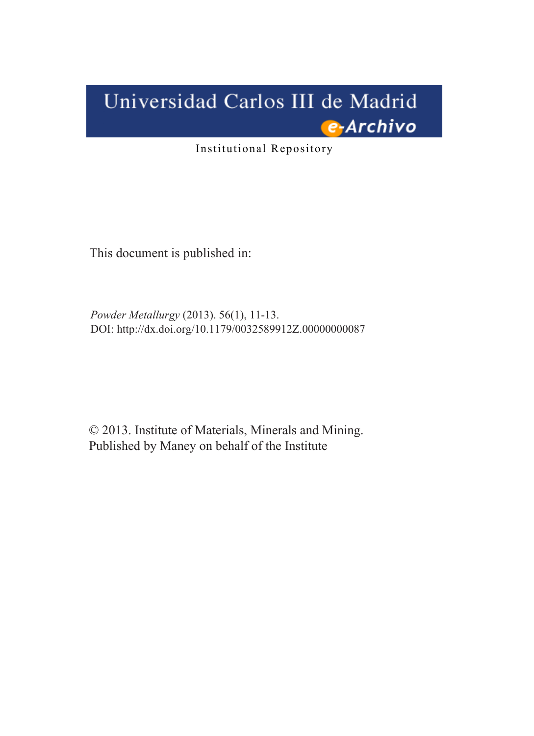Universidad Carlos III de Madrid

e-Archivo

Institutional Repository

This document is published in:

*Powder Metallurgy* (2013). 56(1), 11-13.
DOI: http://dx.doi.org/10.1179/0032589912Z.00000000087

© 2013. Institute of Materials, Minerals and Mining.
Published by Maney on behalf of the Institute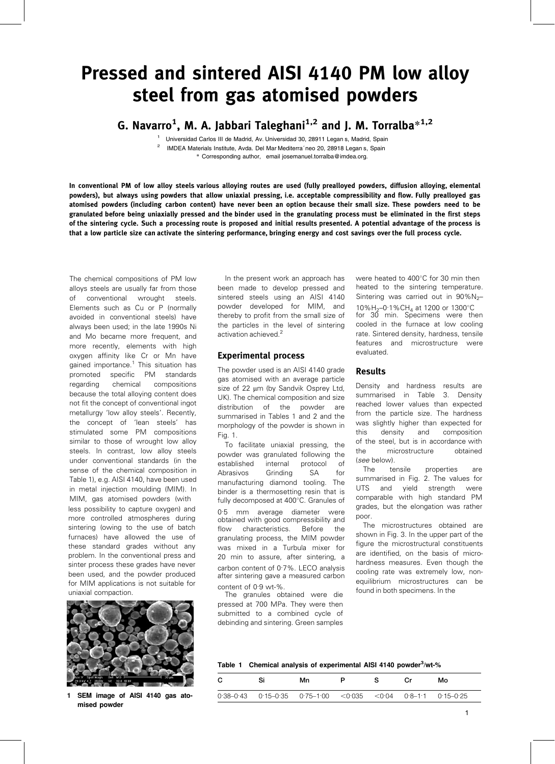# Pressed and sintered AISI 4140 PM low alloy steel from gas atomised powders

**G. Navarro[1], M. A. Jabbari Taleghani[1,2] and J. M. Torralba*[1,2]**

[1] Universidad Carlos III de Madrid, Av. Universidad 30, 28911 Legan s, Madrid, Spain

[2] IMDEA Materials Institute, Avda. Del Mar Mediterra´neo 20, 28918 Legan s, Spain

* Corresponding author, email josemanuel.torralba@imdea.org.

**In conventional PM of low alloy steels various alloying routes are used (fully prealloyed powders, diffusion alloying, elemental powders), but always using powders that allow uniaxial pressing, i.e. acceptable compressibility and flow. Fully prealloyed gas atomised powders (including carbon content) have never been an option because their small size. These powders need to be granulated before being uniaxially pressed and the binder used in the granulating process must be eliminated in the first steps of the sintering cycle. Such a processing route is proposed and initial results presented. A potential advantage of the process is that a low particle size can activate the sintering performance, bringing energy and cost savings over the full process cycle.**

The chemical compositions of PM low alloys steels are usually far from those of conventional wrought steels. Elements such as Cu or P (normally avoided in conventional steels) have always been used; in the late 1990s Ni and Mo became more frequent, and more recently, elements with high oxygen affinity like Cr or Mn have gained importance.[1] This situation has promoted specific PM standards regarding chemical compositions because the total alloying content does not fit the concept of conventional ingot metallurgy 'low alloy steels'. Recently, the concept of 'lean steels' has stimulated some PM compositions similar to those of wrought low alloy steels. In contrast, low alloy steels under conventional standards (in the sense of the chemical composition in Table 1), e.g. AISI 4140, have been used in metal injection moulding (MIM). In MIM, gas atomised powders (with less possibility to capture oxygen) and more controlled atmospheres during sintering (owing to the use of batch furnaces) have allowed the use of these standard grades without any problem. In the conventional press and sinter process these grades have never been used, and the powder produced for MIM applications is not suitable for uniaxial compaction.

1 SEM image of AISI 4140 gas atomised powder

In the present work an approach has been made to develop pressed and sintered steels using an AISI 4140 powder developed for MIM, and thereby to profit from the small size of the particles in the level of sintering activation achieved.[2]

## Experimental process

The powder used is an AISI 4140 grade gas atomised with an average particle size of 22 μm (by Sandvik Osprey Ltd, UK). The chemical composition and size distribution of the powder are summarised in Tables 1 and 2 and the morphology of the powder is shown in Fig. 1.

To facilitate uniaxial pressing, the powder was granulated following the established internal protocol of Abrasivos Grinding SA for manufacturing diamond tooling. The binder is a thermosetting resin that is fully decomposed at 400°C. Granules of 0·5 mm average diameter were obtained with good compressibility and flow characteristics. Before the granulating process, the MIM powder was mixed in a Turbula mixer for 20 min to assure, after sintering, a carbon content of 0·7%. LECO analysis after sintering gave a measured carbon content of 0·9 wt-%.

The granules obtained were die pressed at 700 MPa. They were then submitted to a combined cycle of debinding and sintering. Green samples were heated to 400°C for 30 min then heated to the sintering temperature. Sintering was carried out in 90%$N_2$–10%$H_2$–0·1%$CH_4$ at 1200 or 1300°C for 30 min. Specimens were then cooled in the furnace at low cooling rate. Sintered density, hardness, tensile features and microstructure were evaluated.

## Results

Density and hardness results are summarised in Table 3. Density reached lower values than expected from the particle size. The hardness was slightly higher than expected for this density and composition of the steel, but is in accordance with the microstructure obtained (*see* below).

The tensile properties are summarised in Fig. 2. The values for UTS and yield strength were comparable with high standard PM grades, but the elongation was rather poor.

The microstructures obtained are shown in Fig. 3. In the upper part of the figure the microstructural constituents are identified, on the basis of microhardness measures. Even though the cooling rate was extremely low, non-equilibrium microstructures can be found in both specimens. In the

**Table 1 Chemical analysis of experimental AISI 4140 powder[3]/wt-%**

| C | Si | Mn | P | S | Cr | Mo |
|---|---|---|---|---|---|---|
| 0·38–0·43 | 0·15–0·35 | 0·75–1·00 | <0·035 | <0·04 | 0·8–1·1 | 0·15–0·25 |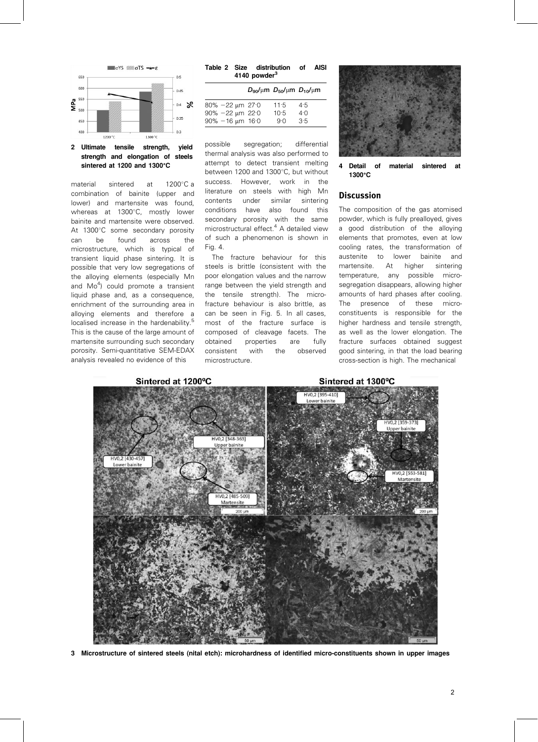2 Ultimate tensile strength, yield strength and elongation of steels sintered at 1200 and 1300°C

material sintered at 1200°C a combination of bainite (upper and lower) and martensite was found, whereas at 1300°C, mostly lower bainite and martensite were observed. At 1300°C some secondary porosity can be found across the microstructure, which is typical of transient liquid phase sintering. It is possible that very low segregations of the alloying elements (especially Mn and Mo[4]) could promote a transient liquid phase and, as a consequence, enrichment of the surrounding area in alloying elements and therefore a localised increase in the hardenability.[5] This is the cause of the large amount of martensite surrounding such secondary porosity. Semi-quantitative SEM-EDAX analysis revealed no evidence of this possible segregation; differential thermal analysis was also performed to attempt to detect transient melting between 1200 and 1300°C, but without success. However, work in the literature on steels with high Mn contents under similar sintering conditions have also found this secondary porosity with the same microstructural effect.[4] A detailed view of such a phenomenon is shown in Fig. 4.

The fracture behaviour for this steels is brittle (consistent with the poor elongation values and the narrow range between the yield strength and the tensile strength). The microfracture behaviour is also brittle, as can be seen in Fig. 5. In all cases, most of the fracture surface is composed of cleavage facets. The obtained properties are fully consistent with the observed microstructure.

**Table 2 Size distribution of AISI 4140 powder[3]**

| | $D_{90}$/μm | $D_{50}$/μm | $D_{10}$/μm |
|---|---|---|---|
| 80% −22 μm | 27·0 | 11·5 | 4·5 |
| 90% −22 μm | 22·0 | 10·5 | 4·0 |
| 90% −16 μm | 16·0 | 9·0 | 3·5 |

4 Detail of material sintered at 1300°C

## Discussion

The composition of the gas atomised powder, which is fully prealloyed, gives a good distribution of the alloying elements that promotes, even at low cooling rates, the transformation of austenite to lower bainite and martensite. At higher sintering temperature, any possible microsegregation disappears, allowing higher amounts of hard phases after cooling. The presence of these microconstituents is responsible for the higher hardness and tensile strength, as well as the lower elongation. The fracture surfaces obtained suggest good sintering, in that the load bearing cross-section is high. The mechanical

3 Microstructure of sintered steels (nital etch): microhardness of identified micro-constituents shown in upper images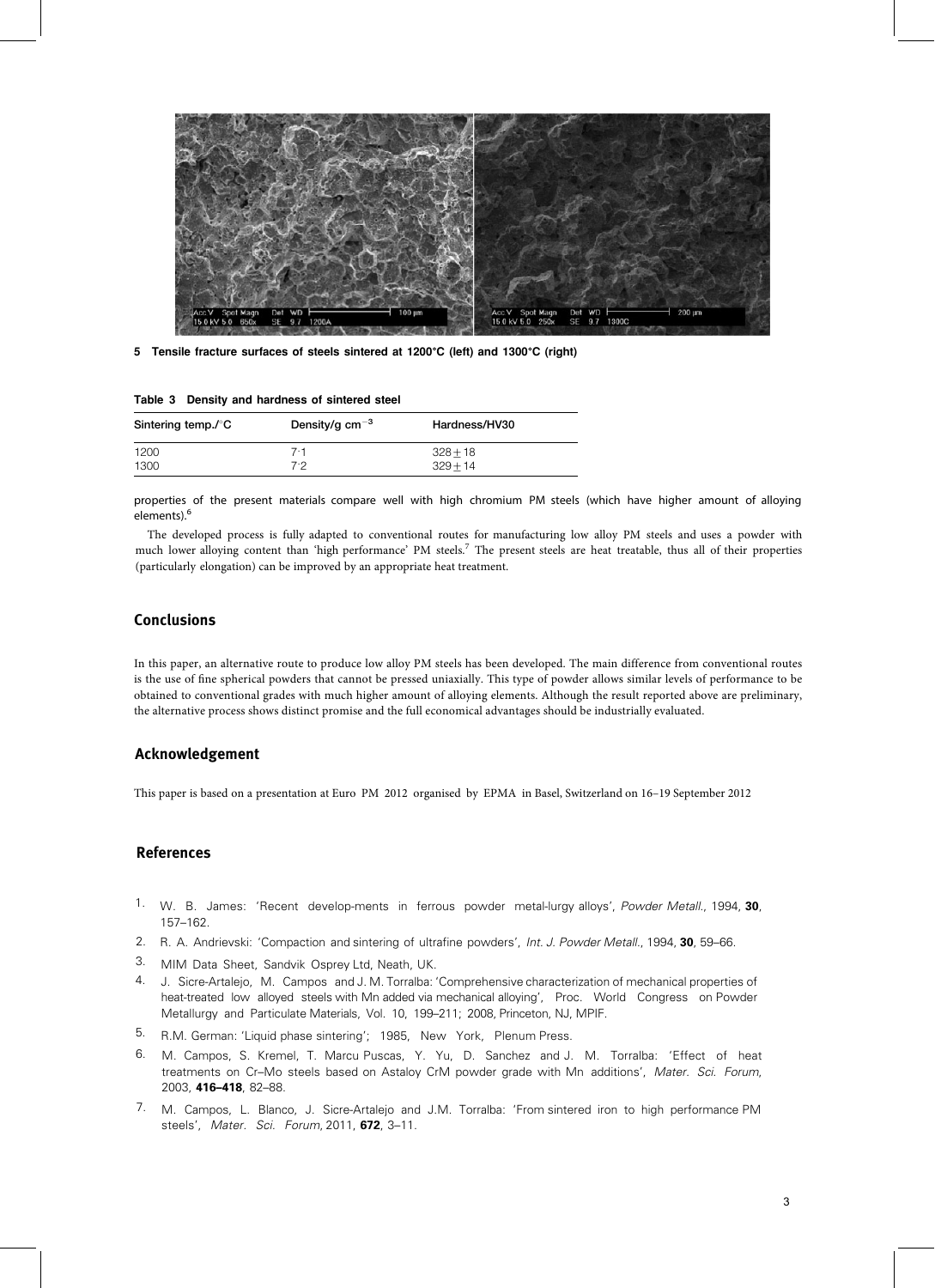5 Tensile fracture surfaces of steels sintered at 1200°C (left) and 1300°C (right)

Table 3 Density and hardness of sintered steel

| Sintering temp./°C | Density/g cm$^{-3}$ | Hardness/HV30 |
|---|---|---|
| 1200 | 7·1 | 328 ± 18 |
| 1300 | 7·2 | 329 ± 14 |

properties of the present materials compare well with high chromium PM steels (which have higher amount of alloying elements).[6]

The developed process is fully adapted to conventional routes for manufacturing low alloy PM steels and uses a powder with much lower alloying content than 'high performance' PM steels.[7] The present steels are heat treatable, thus all of their properties (particularly elongation) can be improved by an appropriate heat treatment.

## Conclusions

In this paper, an alternative route to produce low alloy PM steels has been developed. The main difference from conventional routes is the use of fine spherical powders that cannot be pressed uniaxially. This type of powder allows similar levels of performance to be obtained to conventional grades with much higher amount of alloying elements. Although the result reported above are preliminary, the alternative process shows distinct promise and the full economical advantages should be industrially evaluated.

## Acknowledgement

This paper is based on a presentation at Euro PM 2012 organised by EPMA in Basel, Switzerland on 16–19 September 2012

## References

1. W. B. James: 'Recent develop-ments in ferrous powder metal-lurgy alloys', *Powder Metall.*, 1994, **30**, 157–162.
2. R. A. Andrievski: 'Compaction and sintering of ultrafine powders', *Int. J. Powder Metall.*, 1994, **30**, 59–66.
3. MIM Data Sheet, Sandvik Osprey Ltd, Neath, UK.
4. J. Sicre-Artalejo, M. Campos and J. M. Torralba: 'Comprehensive characterization of mechanical properties of heat-treated low alloyed steels with Mn added via mechanical alloying', Proc. World Congress on Powder Metallurgy and Particulate Materials, Vol. 10, 199–211; 2008, Princeton, NJ, MPIF.
5. R.M. German: 'Liquid phase sintering'; 1985, New York, Plenum Press.
6. M. Campos, S. Kremel, T. Marcu Puscas, Y. Yu, D. Sanchez and J. M. Torralba: 'Effect of heat treatments on Cr–Mo steels based on Astaloy CrM powder grade with Mn additions', *Mater. Sci. Forum*, 2003, **416–418**, 82–88.
7. M. Campos, L. Blanco, J. Sicre-Artalejo and J.M. Torralba: 'From sintered iron to high performance PM steels', *Mater. Sci. Forum*, 2011, **672**, 3–11.